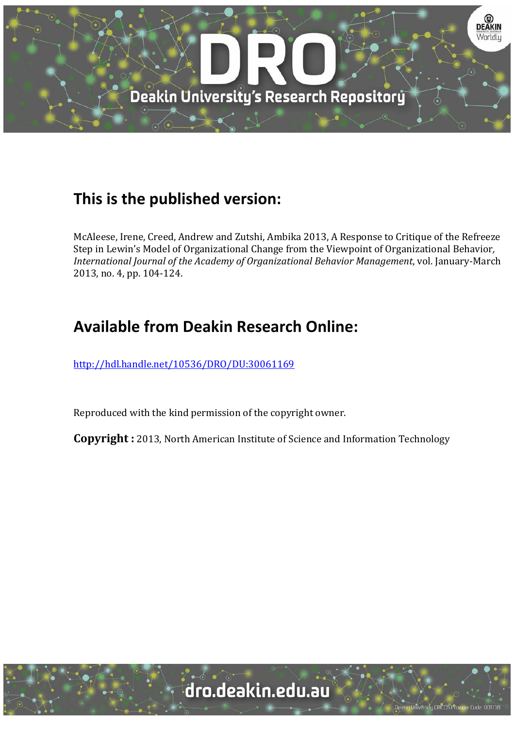## This is the published version:

McAleese, Irene, Creed, Andrew and Zutshi, Ambika 2013, A Response to Critique of the Refreeze Step in Lewin's Model of Organizational Change from the Viewpoint of Organizational Behavior, *International Journal of the Academy of Organizational Behavior Management*, vol. January-March 2013, no. 4, pp. 104-124.

## Available from Deakin Research Online:

http://hdl.handle.net/10536/DRO/DU:30061169

Reproduced with the kind permission of the copyright owner.

**Copyright :** 2013, North American Institute of Science and Information Technology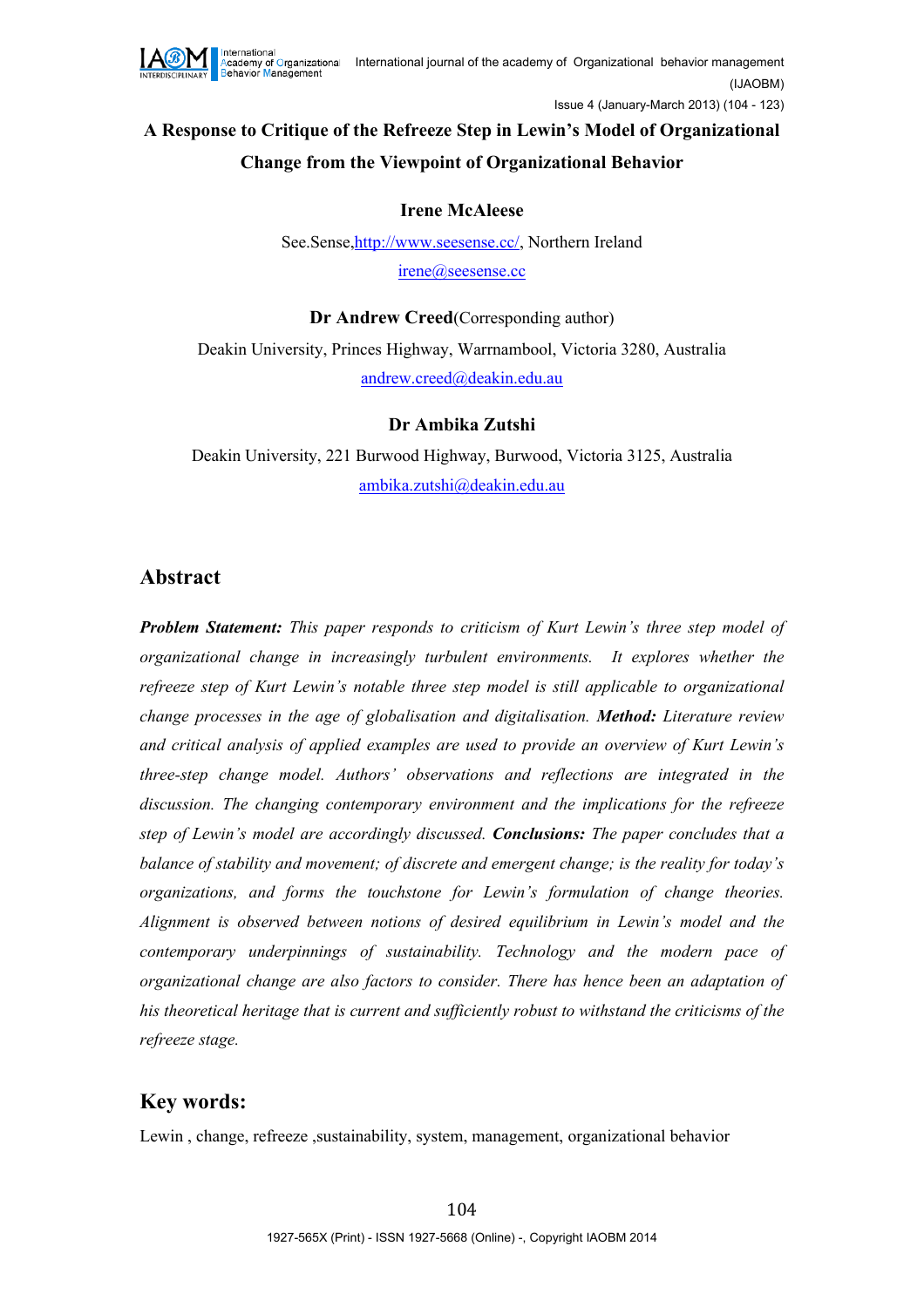# A Response to Critique of the Refreeze Step in Lewin's Model of Organizational Change from the Viewpoint of Organizational Behavior

**Irene McAleese**

See.Sense,http://www.seesense.cc/, Northern Ireland

irene@seesense.cc

**Dr Andrew Creed**(Corresponding author)

Deakin University, Princes Highway, Warrnambool, Victoria 3280, Australia

andrew.creed@deakin.edu.au

**Dr Ambika Zutshi**

Deakin University, 221 Burwood Highway, Burwood, Victoria 3125, Australia

ambika.zutshi@deakin.edu.au

## Abstract

***Problem Statement:*** *This paper responds to criticism of Kurt Lewin's three step model of organizational change in increasingly turbulent environments. It explores whether the refreeze step of Kurt Lewin's notable three step model is still applicable to organizational change processes in the age of globalisation and digitalisation.* ***Method:*** *Literature review and critical analysis of applied examples are used to provide an overview of Kurt Lewin's three-step change model. Authors' observations and reflections are integrated in the discussion. The changing contemporary environment and the implications for the refreeze step of Lewin's model are accordingly discussed.* ***Conclusions:*** *The paper concludes that a balance of stability and movement; of discrete and emergent change; is the reality for today's organizations, and forms the touchstone for Lewin's formulation of change theories. Alignment is observed between notions of desired equilibrium in Lewin's model and the contemporary underpinnings of sustainability. Technology and the modern pace of organizational change are also factors to consider. There has hence been an adaptation of his theoretical heritage that is current and sufficiently robust to withstand the criticisms of the refreeze stage.*

## Key words:

Lewin , change, refreeze ,sustainability, system, management, organizational behavior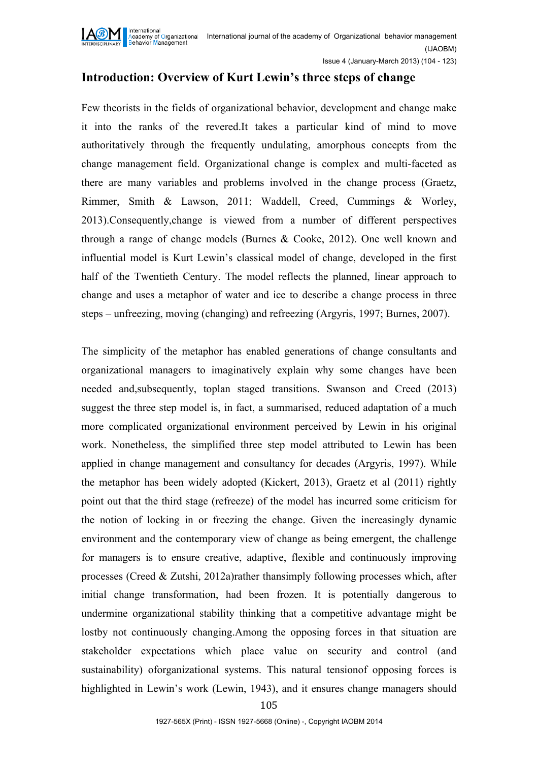## Introduction: Overview of Kurt Lewin's three steps of change

Few theorists in the fields of organizational behavior, development and change make it into the ranks of the revered.It takes a particular kind of mind to move authoritatively through the frequently undulating, amorphous concepts from the change management field. Organizational change is complex and multi-faceted as there are many variables and problems involved in the change process (Graetz, Rimmer, Smith & Lawson, 2011; Waddell, Creed, Cummings & Worley, 2013).Consequently,change is viewed from a number of different perspectives through a range of change models (Burnes & Cooke, 2012). One well known and influential model is Kurt Lewin's classical model of change, developed in the first half of the Twentieth Century. The model reflects the planned, linear approach to change and uses a metaphor of water and ice to describe a change process in three steps – unfreezing, moving (changing) and refreezing (Argyris, 1997; Burnes, 2007).

The simplicity of the metaphor has enabled generations of change consultants and organizational managers to imaginatively explain why some changes have been needed and,subsequently, toplan staged transitions. Swanson and Creed (2013) suggest the three step model is, in fact, a summarised, reduced adaptation of a much more complicated organizational environment perceived by Lewin in his original work. Nonetheless, the simplified three step model attributed to Lewin has been applied in change management and consultancy for decades (Argyris, 1997). While the metaphor has been widely adopted (Kickert, 2013), Graetz et al (2011) rightly point out that the third stage (refreeze) of the model has incurred some criticism for the notion of locking in or freezing the change. Given the increasingly dynamic environment and the contemporary view of change as being emergent, the challenge for managers is to ensure creative, adaptive, flexible and continuously improving processes (Creed & Zutshi, 2012a)rather thansimply following processes which, after initial change transformation, had been frozen. It is potentially dangerous to undermine organizational stability thinking that a competitive advantage might be lostby not continuously changing.Among the opposing forces in that situation are stakeholder expectations which place value on security and control (and sustainability) oforganizational systems. This natural tensionof opposing forces is highlighted in Lewin's work (Lewin, 1943), and it ensures change managers should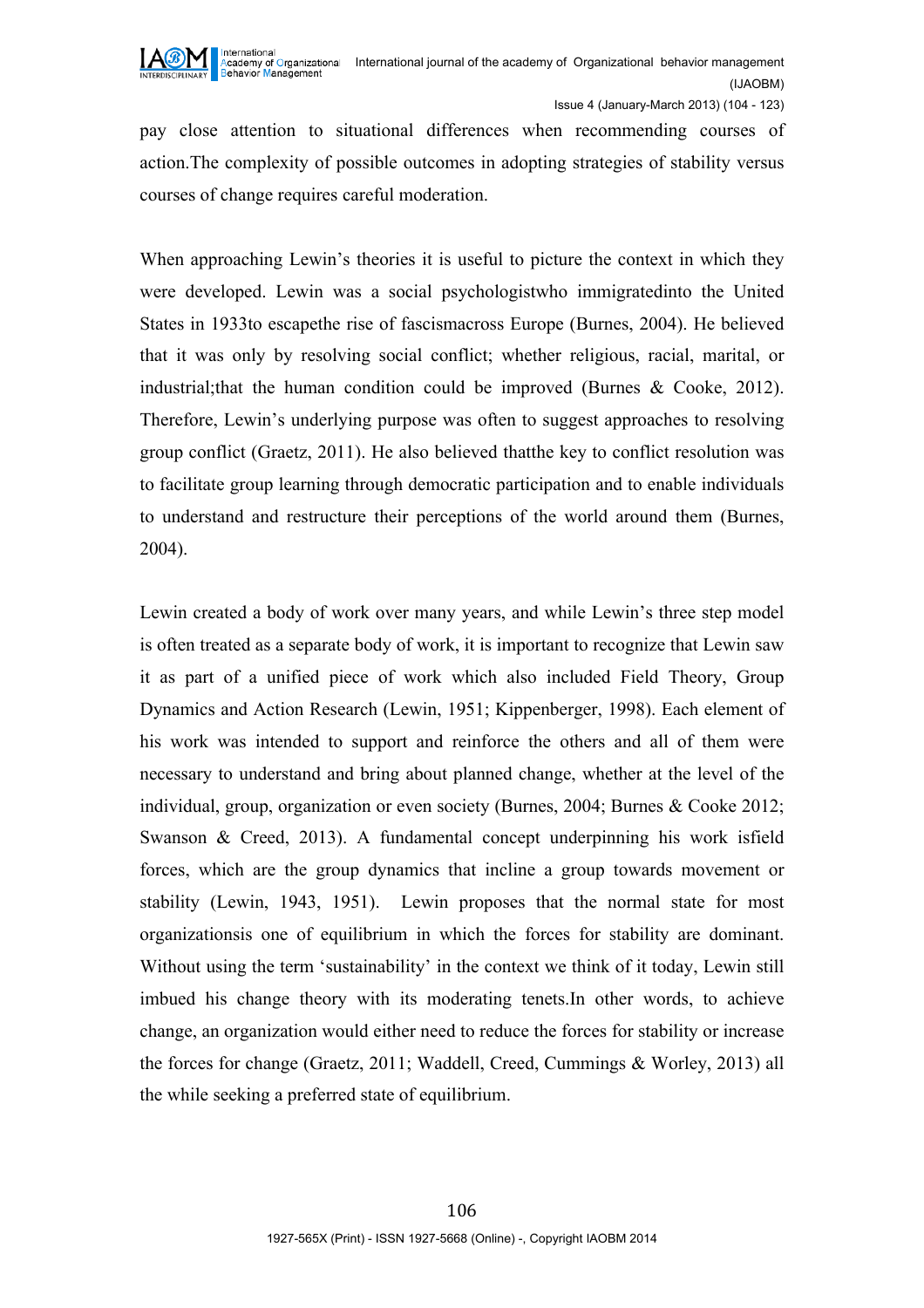pay close attention to situational differences when recommending courses of action.The complexity of possible outcomes in adopting strategies of stability versus courses of change requires careful moderation.

When approaching Lewin's theories it is useful to picture the context in which they were developed. Lewin was a social psychologistwho immigratedinto the United States in 1933to escapethe rise of fascismacross Europe (Burnes, 2004). He believed that it was only by resolving social conflict; whether religious, racial, marital, or industrial;that the human condition could be improved (Burnes & Cooke, 2012). Therefore, Lewin's underlying purpose was often to suggest approaches to resolving group conflict (Graetz, 2011). He also believed thatthe key to conflict resolution was to facilitate group learning through democratic participation and to enable individuals to understand and restructure their perceptions of the world around them (Burnes, 2004).

Lewin created a body of work over many years, and while Lewin's three step model is often treated as a separate body of work, it is important to recognize that Lewin saw it as part of a unified piece of work which also included Field Theory, Group Dynamics and Action Research (Lewin, 1951; Kippenberger, 1998). Each element of his work was intended to support and reinforce the others and all of them were necessary to understand and bring about planned change, whether at the level of the individual, group, organization or even society (Burnes, 2004; Burnes & Cooke 2012; Swanson & Creed, 2013). A fundamental concept underpinning his work isfield forces, which are the group dynamics that incline a group towards movement or stability (Lewin, 1943, 1951). Lewin proposes that the normal state for most organizationsis one of equilibrium in which the forces for stability are dominant. Without using the term 'sustainability' in the context we think of it today, Lewin still imbued his change theory with its moderating tenets.In other words, to achieve change, an organization would either need to reduce the forces for stability or increase the forces for change (Graetz, 2011; Waddell, Creed, Cummings & Worley, 2013) all the while seeking a preferred state of equilibrium.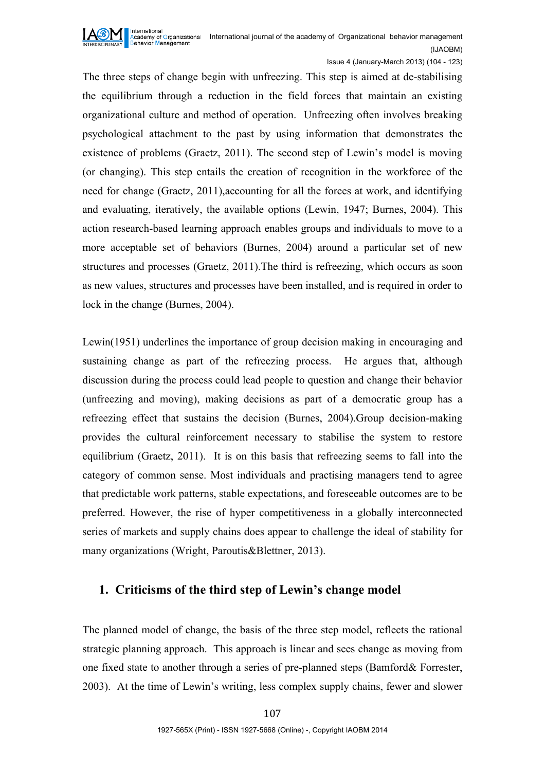The three steps of change begin with unfreezing. This step is aimed at de-stabilising the equilibrium through a reduction in the field forces that maintain an existing organizational culture and method of operation. Unfreezing often involves breaking psychological attachment to the past by using information that demonstrates the existence of problems (Graetz, 2011). The second step of Lewin's model is moving (or changing). This step entails the creation of recognition in the workforce of the need for change (Graetz, 2011),accounting for all the forces at work, and identifying and evaluating, iteratively, the available options (Lewin, 1947; Burnes, 2004). This action research-based learning approach enables groups and individuals to move to a more acceptable set of behaviors (Burnes, 2004) around a particular set of new structures and processes (Graetz, 2011).The third is refreezing, which occurs as soon as new values, structures and processes have been installed, and is required in order to lock in the change (Burnes, 2004).

Lewin(1951) underlines the importance of group decision making in encouraging and sustaining change as part of the refreezing process. He argues that, although discussion during the process could lead people to question and change their behavior (unfreezing and moving), making decisions as part of a democratic group has a refreezing effect that sustains the decision (Burnes, 2004).Group decision-making provides the cultural reinforcement necessary to stabilise the system to restore equilibrium (Graetz, 2011). It is on this basis that refreezing seems to fall into the category of common sense. Most individuals and practising managers tend to agree that predictable work patterns, stable expectations, and foreseeable outcomes are to be preferred. However, the rise of hyper competitiveness in a globally interconnected series of markets and supply chains does appear to challenge the ideal of stability for many organizations (Wright, Paroutis&Blettner, 2013).

## 1. Criticisms of the third step of Lewin's change model

The planned model of change, the basis of the three step model, reflects the rational strategic planning approach. This approach is linear and sees change as moving from one fixed state to another through a series of pre-planned steps (Bamford& Forrester, 2003). At the time of Lewin's writing, less complex supply chains, fewer and slower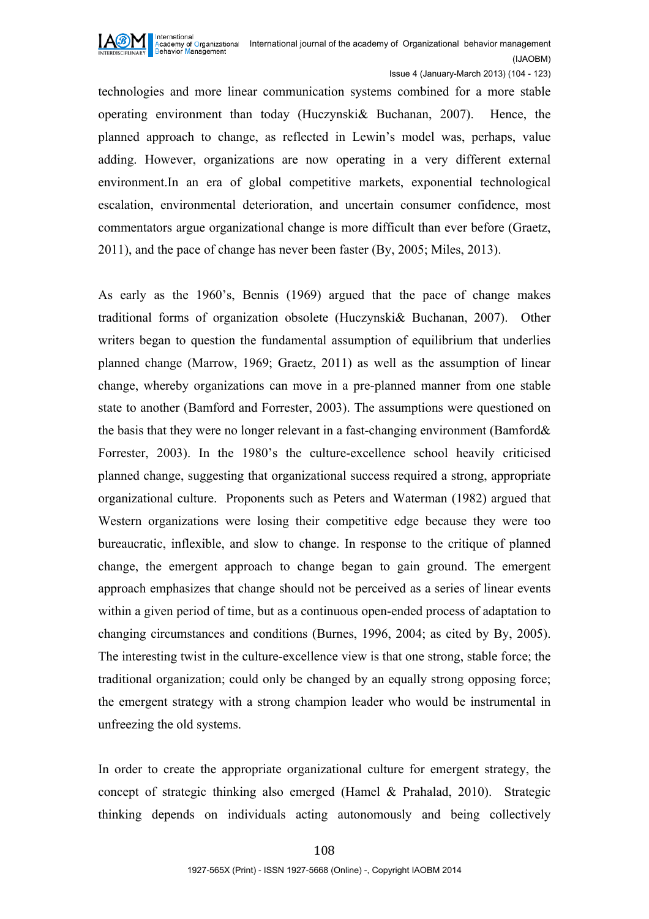technologies and more linear communication systems combined for a more stable operating environment than today (Huczynski& Buchanan, 2007). Hence, the planned approach to change, as reflected in Lewin's model was, perhaps, value adding. However, organizations are now operating in a very different external environment.In an era of global competitive markets, exponential technological escalation, environmental deterioration, and uncertain consumer confidence, most commentators argue organizational change is more difficult than ever before (Graetz, 2011), and the pace of change has never been faster (By, 2005; Miles, 2013).

As early as the 1960's, Bennis (1969) argued that the pace of change makes traditional forms of organization obsolete (Huczynski& Buchanan, 2007). Other writers began to question the fundamental assumption of equilibrium that underlies planned change (Marrow, 1969; Graetz, 2011) as well as the assumption of linear change, whereby organizations can move in a pre-planned manner from one stable state to another (Bamford and Forrester, 2003). The assumptions were questioned on the basis that they were no longer relevant in a fast-changing environment (Bamford& Forrester, 2003). In the 1980's the culture-excellence school heavily criticised planned change, suggesting that organizational success required a strong, appropriate organizational culture. Proponents such as Peters and Waterman (1982) argued that Western organizations were losing their competitive edge because they were too bureaucratic, inflexible, and slow to change. In response to the critique of planned change, the emergent approach to change began to gain ground. The emergent approach emphasizes that change should not be perceived as a series of linear events within a given period of time, but as a continuous open-ended process of adaptation to changing circumstances and conditions (Burnes, 1996, 2004; as cited by By, 2005). The interesting twist in the culture-excellence view is that one strong, stable force; the traditional organization; could only be changed by an equally strong opposing force; the emergent strategy with a strong champion leader who would be instrumental in unfreezing the old systems.

In order to create the appropriate organizational culture for emergent strategy, the concept of strategic thinking also emerged (Hamel & Prahalad, 2010). Strategic thinking depends on individuals acting autonomously and being collectively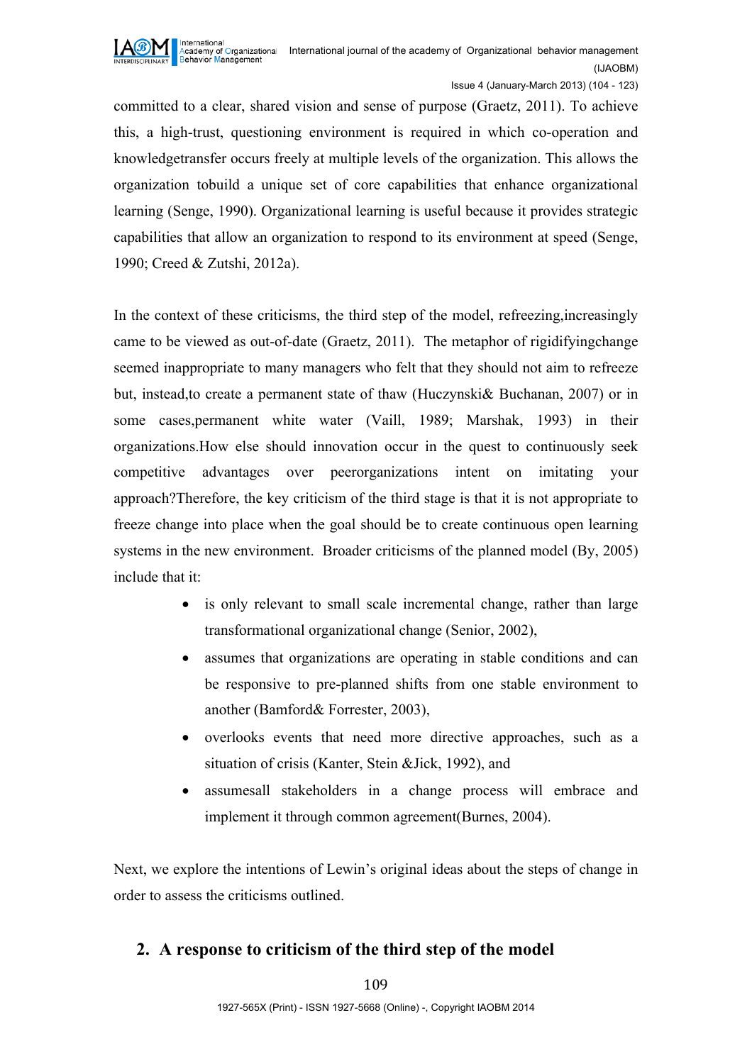committed to a clear, shared vision and sense of purpose (Graetz, 2011). To achieve this, a high-trust, questioning environment is required in which co-operation and knowledgetransfer occurs freely at multiple levels of the organization. This allows the organization tobuild a unique set of core capabilities that enhance organizational learning (Senge, 1990). Organizational learning is useful because it provides strategic capabilities that allow an organization to respond to its environment at speed (Senge, 1990; Creed & Zutshi, 2012a).

In the context of these criticisms, the third step of the model, refreezing,increasingly came to be viewed as out-of-date (Graetz, 2011). The metaphor of rigidifyingchange seemed inappropriate to many managers who felt that they should not aim to refreeze but, instead,to create a permanent state of thaw (Huczynski& Buchanan, 2007) or in some cases,permanent white water (Vaill, 1989; Marshak, 1993) in their organizations.How else should innovation occur in the quest to continuously seek competitive advantages over peerorganizations intent on imitating your approach?Therefore, the key criticism of the third stage is that it is not appropriate to freeze change into place when the goal should be to create continuous open learning systems in the new environment. Broader criticisms of the planned model (By, 2005) include that it:

- is only relevant to small scale incremental change, rather than large transformational organizational change (Senior, 2002),
- assumes that organizations are operating in stable conditions and can be responsive to pre-planned shifts from one stable environment to another (Bamford& Forrester, 2003),
- overlooks events that need more directive approaches, such as a situation of crisis (Kanter, Stein &Jick, 1992), and
- assumesall stakeholders in a change process will embrace and implement it through common agreement(Burnes, 2004).

Next, we explore the intentions of Lewin's original ideas about the steps of change in order to assess the criticisms outlined.

## 2. A response to criticism of the third step of the model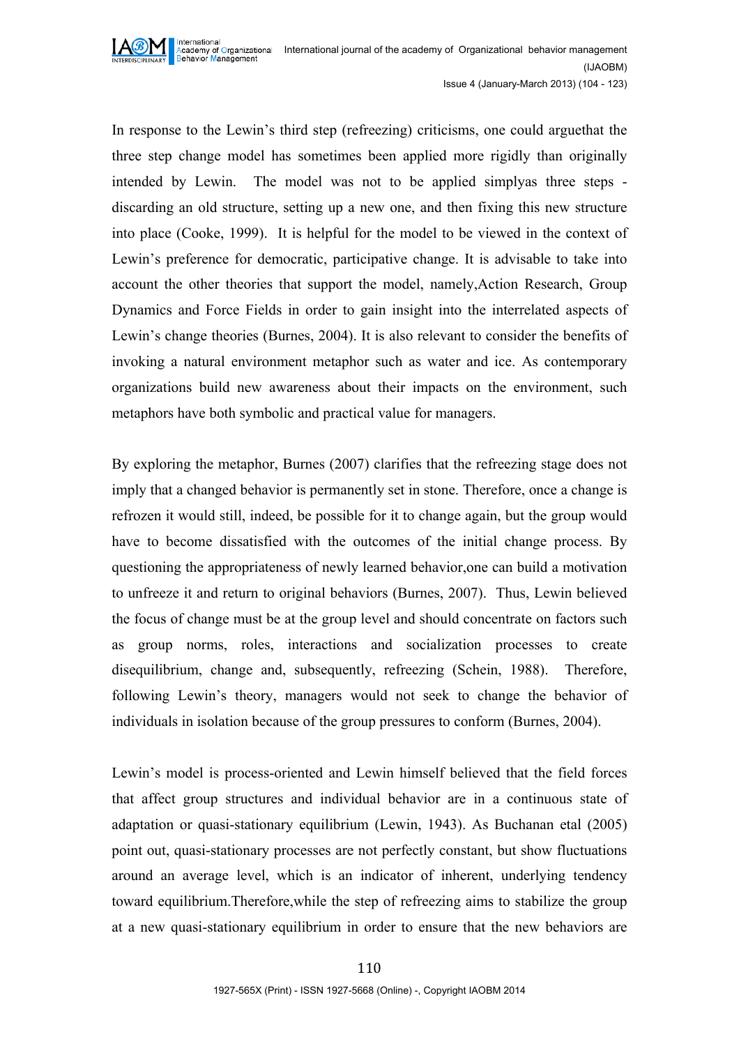In response to the Lewin's third step (refreezing) criticisms, one could arguethat the three step change model has sometimes been applied more rigidly than originally intended by Lewin. The model was not to be applied simplyas three steps - discarding an old structure, setting up a new one, and then fixing this new structure into place (Cooke, 1999). It is helpful for the model to be viewed in the context of Lewin's preference for democratic, participative change. It is advisable to take into account the other theories that support the model, namely,Action Research, Group Dynamics and Force Fields in order to gain insight into the interrelated aspects of Lewin's change theories (Burnes, 2004). It is also relevant to consider the benefits of invoking a natural environment metaphor such as water and ice. As contemporary organizations build new awareness about their impacts on the environment, such metaphors have both symbolic and practical value for managers.

By exploring the metaphor, Burnes (2007) clarifies that the refreezing stage does not imply that a changed behavior is permanently set in stone. Therefore, once a change is refrozen it would still, indeed, be possible for it to change again, but the group would have to become dissatisfied with the outcomes of the initial change process. By questioning the appropriateness of newly learned behavior,one can build a motivation to unfreeze it and return to original behaviors (Burnes, 2007). Thus, Lewin believed the focus of change must be at the group level and should concentrate on factors such as group norms, roles, interactions and socialization processes to create disequilibrium, change and, subsequently, refreezing (Schein, 1988). Therefore, following Lewin's theory, managers would not seek to change the behavior of individuals in isolation because of the group pressures to conform (Burnes, 2004).

Lewin's model is process-oriented and Lewin himself believed that the field forces that affect group structures and individual behavior are in a continuous state of adaptation or quasi-stationary equilibrium (Lewin, 1943). As Buchanan etal (2005) point out, quasi-stationary processes are not perfectly constant, but show fluctuations around an average level, which is an indicator of inherent, underlying tendency toward equilibrium.Therefore,while the step of refreezing aims to stabilize the group at a new quasi-stationary equilibrium in order to ensure that the new behaviors are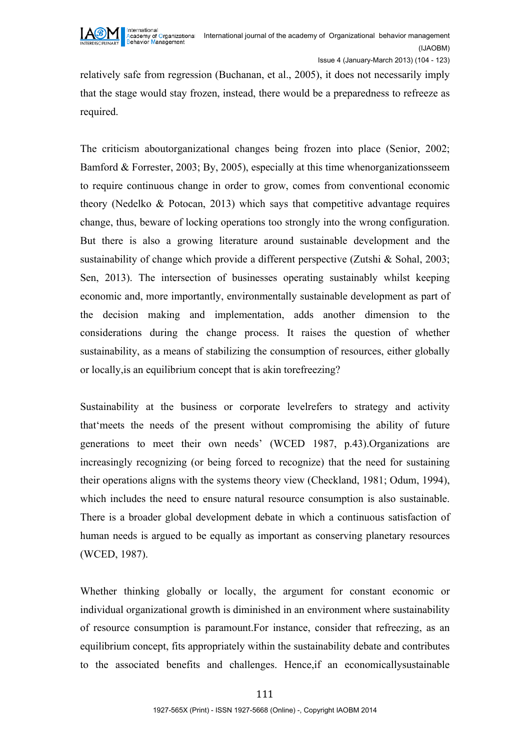relatively safe from regression (Buchanan, et al., 2005), it does not necessarily imply that the stage would stay frozen, instead, there would be a preparedness to refreeze as required.

The criticism aboutorganizational changes being frozen into place (Senior, 2002; Bamford & Forrester, 2003; By, 2005), especially at this time whenorganizationsseem to require continuous change in order to grow, comes from conventional economic theory (Nedelko & Potocan, 2013) which says that competitive advantage requires change, thus, beware of locking operations too strongly into the wrong configuration. But there is also a growing literature around sustainable development and the sustainability of change which provide a different perspective (Zutshi & Sohal, 2003; Sen, 2013). The intersection of businesses operating sustainably whilst keeping economic and, more importantly, environmentally sustainable development as part of the decision making and implementation, adds another dimension to the considerations during the change process. It raises the question of whether sustainability, as a means of stabilizing the consumption of resources, either globally or locally,is an equilibrium concept that is akin torefreezing?

Sustainability at the business or corporate levelrefers to strategy and activity that'meets the needs of the present without compromising the ability of future generations to meet their own needs' (WCED 1987, p.43).Organizations are increasingly recognizing (or being forced to recognize) that the need for sustaining their operations aligns with the systems theory view (Checkland, 1981; Odum, 1994), which includes the need to ensure natural resource consumption is also sustainable. There is a broader global development debate in which a continuous satisfaction of human needs is argued to be equally as important as conserving planetary resources (WCED, 1987).

Whether thinking globally or locally, the argument for constant economic or individual organizational growth is diminished in an environment where sustainability of resource consumption is paramount.For instance, consider that refreezing, as an equilibrium concept, fits appropriately within the sustainability debate and contributes to the associated benefits and challenges. Hence,if an economicallysustainable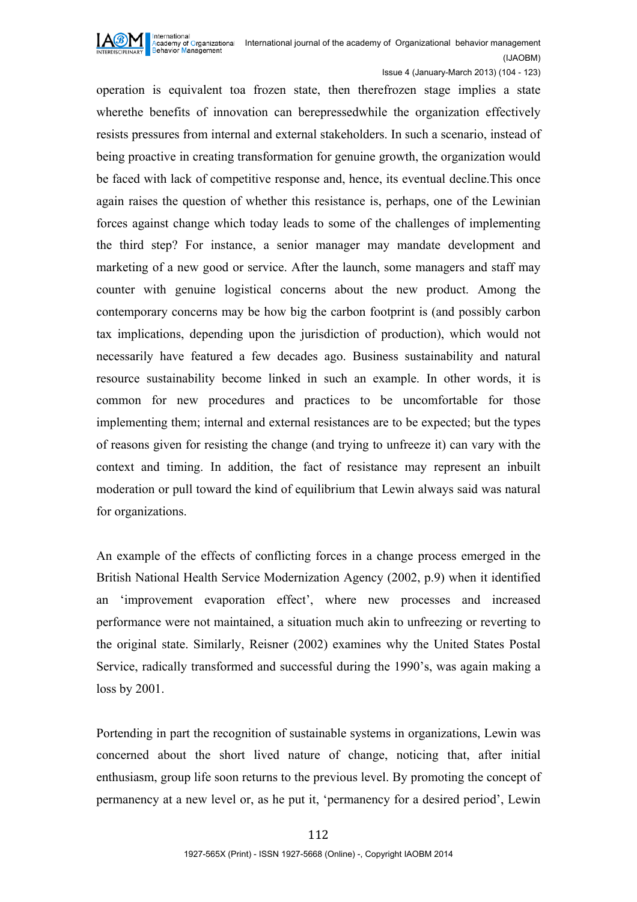operation is equivalent toa frozen state, then therefrozen stage implies a state wherethe benefits of innovation can berepressedwhile the organization effectively resists pressures from internal and external stakeholders. In such a scenario, instead of being proactive in creating transformation for genuine growth, the organization would be faced with lack of competitive response and, hence, its eventual decline.This once again raises the question of whether this resistance is, perhaps, one of the Lewinian forces against change which today leads to some of the challenges of implementing the third step? For instance, a senior manager may mandate development and marketing of a new good or service. After the launch, some managers and staff may counter with genuine logistical concerns about the new product. Among the contemporary concerns may be how big the carbon footprint is (and possibly carbon tax implications, depending upon the jurisdiction of production), which would not necessarily have featured a few decades ago. Business sustainability and natural resource sustainability become linked in such an example. In other words, it is common for new procedures and practices to be uncomfortable for those implementing them; internal and external resistances are to be expected; but the types of reasons given for resisting the change (and trying to unfreeze it) can vary with the context and timing. In addition, the fact of resistance may represent an inbuilt moderation or pull toward the kind of equilibrium that Lewin always said was natural for organizations.

An example of the effects of conflicting forces in a change process emerged in the British National Health Service Modernization Agency (2002, p.9) when it identified an 'improvement evaporation effect', where new processes and increased performance were not maintained, a situation much akin to unfreezing or reverting to the original state. Similarly, Reisner (2002) examines why the United States Postal Service, radically transformed and successful during the 1990's, was again making a loss by 2001.

Portending in part the recognition of sustainable systems in organizations, Lewin was concerned about the short lived nature of change, noticing that, after initial enthusiasm, group life soon returns to the previous level. By promoting the concept of permanency at a new level or, as he put it, 'permanency for a desired period', Lewin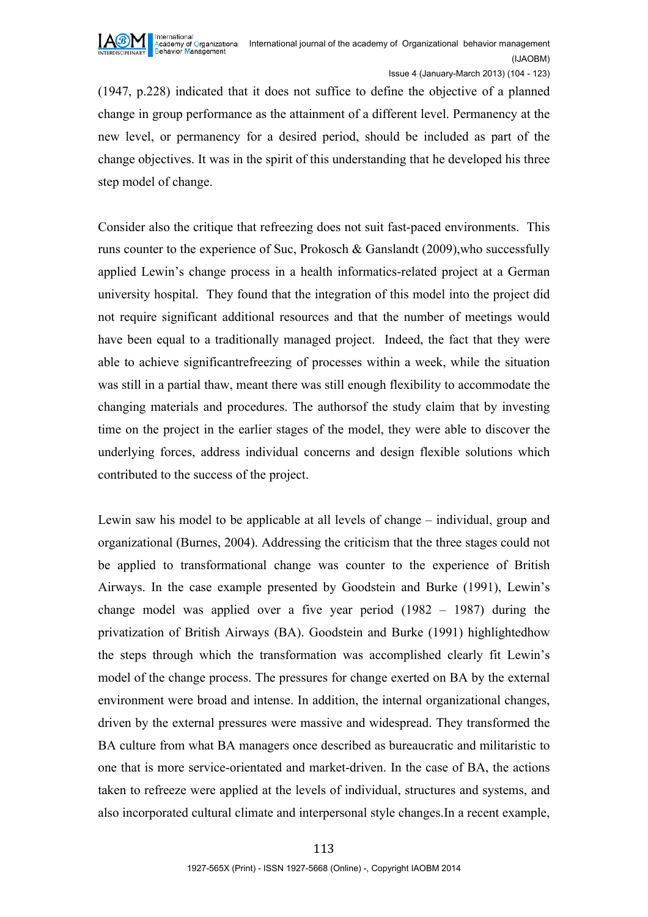(1947, p.228) indicated that it does not suffice to define the objective of a planned change in group performance as the attainment of a different level. Permanency at the new level, or permanency for a desired period, should be included as part of the change objectives. It was in the spirit of this understanding that he developed his three step model of change.

Consider also the critique that refreezing does not suit fast-paced environments. This runs counter to the experience of Suc, Prokosch & Ganslandt (2009),who successfully applied Lewin's change process in a health informatics-related project at a German university hospital. They found that the integration of this model into the project did not require significant additional resources and that the number of meetings would have been equal to a traditionally managed project. Indeed, the fact that they were able to achieve significantrefreezing of processes within a week, while the situation was still in a partial thaw, meant there was still enough flexibility to accommodate the changing materials and procedures. The authorsof the study claim that by investing time on the project in the earlier stages of the model, they were able to discover the underlying forces, address individual concerns and design flexible solutions which contributed to the success of the project.

Lewin saw his model to be applicable at all levels of change – individual, group and organizational (Burnes, 2004). Addressing the criticism that the three stages could not be applied to transformational change was counter to the experience of British Airways. In the case example presented by Goodstein and Burke (1991), Lewin's change model was applied over a five year period (1982 – 1987) during the privatization of British Airways (BA). Goodstein and Burke (1991) highlightedhow the steps through which the transformation was accomplished clearly fit Lewin's model of the change process. The pressures for change exerted on BA by the external environment were broad and intense. In addition, the internal organizational changes, driven by the external pressures were massive and widespread. They transformed the BA culture from what BA managers once described as bureaucratic and militaristic to one that is more service-orientated and market-driven. In the case of BA, the actions taken to refreeze were applied at the levels of individual, structures and systems, and also incorporated cultural climate and interpersonal style changes.In a recent example,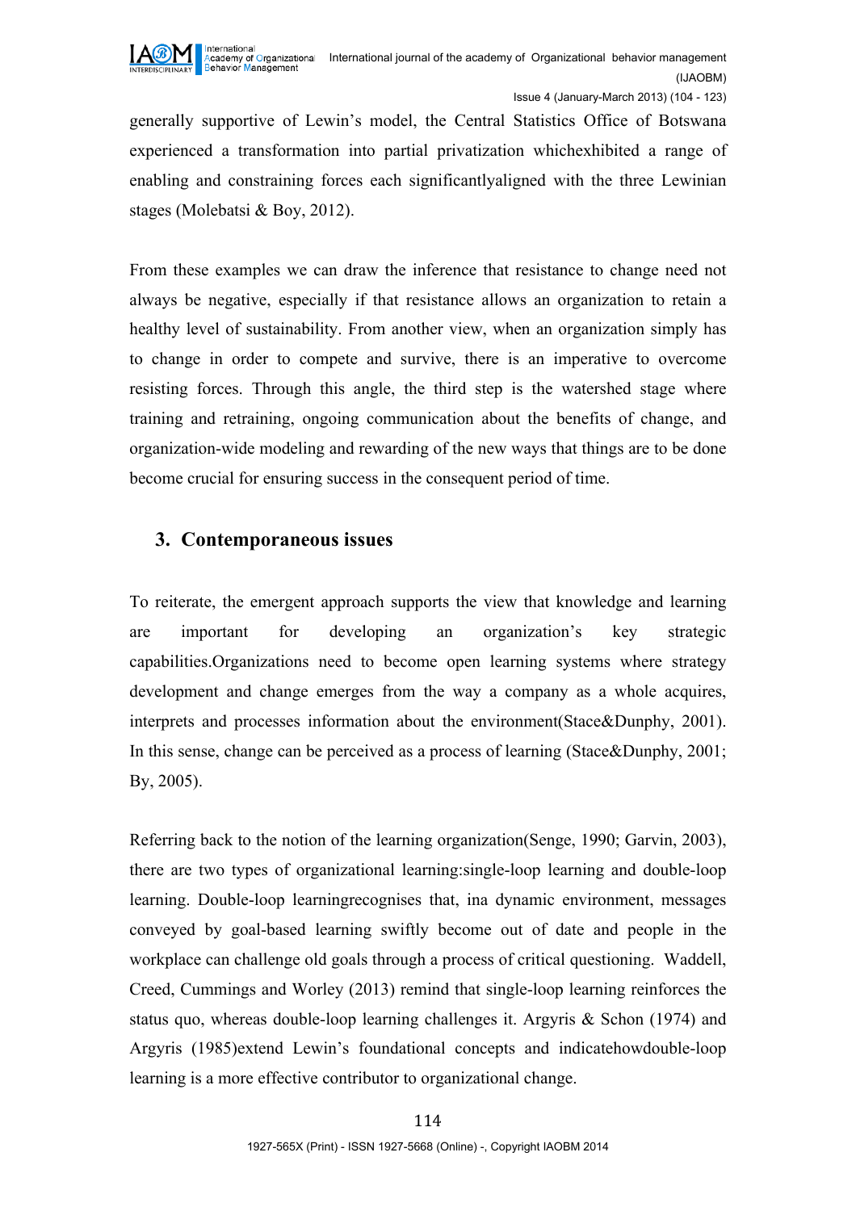generally supportive of Lewin's model, the Central Statistics Office of Botswana experienced a transformation into partial privatization whichexhibited a range of enabling and constraining forces each significantlyaligned with the three Lewinian stages (Molebatsi & Boy, 2012).

From these examples we can draw the inference that resistance to change need not always be negative, especially if that resistance allows an organization to retain a healthy level of sustainability. From another view, when an organization simply has to change in order to compete and survive, there is an imperative to overcome resisting forces. Through this angle, the third step is the watershed stage where training and retraining, ongoing communication about the benefits of change, and organization-wide modeling and rewarding of the new ways that things are to be done become crucial for ensuring success in the consequent period of time.

## 3. Contemporaneous issues

To reiterate, the emergent approach supports the view that knowledge and learning are important for developing an organization's key strategic capabilities.Organizations need to become open learning systems where strategy development and change emerges from the way a company as a whole acquires, interprets and processes information about the environment(Stace&Dunphy, 2001). In this sense, change can be perceived as a process of learning (Stace&Dunphy, 2001; By, 2005).

Referring back to the notion of the learning organization(Senge, 1990; Garvin, 2003), there are two types of organizational learning:single-loop learning and double-loop learning. Double-loop learningrecognises that, ina dynamic environment, messages conveyed by goal-based learning swiftly become out of date and people in the workplace can challenge old goals through a process of critical questioning. Waddell, Creed, Cummings and Worley (2013) remind that single-loop learning reinforces the status quo, whereas double-loop learning challenges it. Argyris & Schon (1974) and Argyris (1985)extend Lewin's foundational concepts and indicatehowdouble-loop learning is a more effective contributor to organizational change.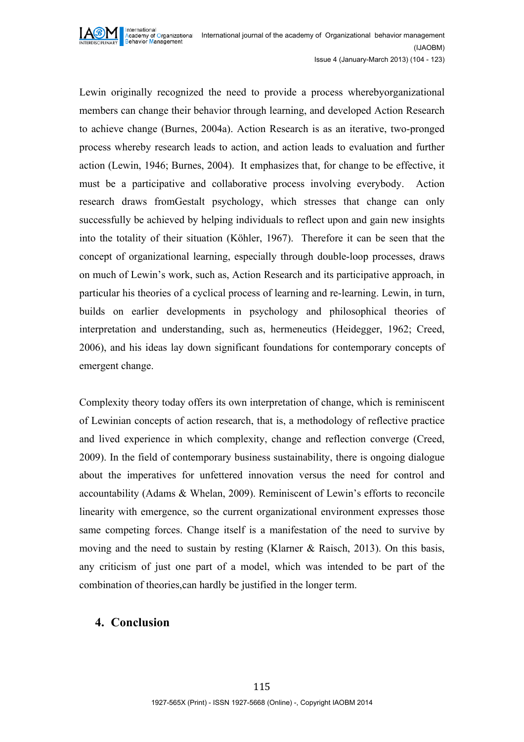Lewin originally recognized the need to provide a process wherebyorganizational members can change their behavior through learning, and developed Action Research to achieve change (Burnes, 2004a). Action Research is as an iterative, two-pronged process whereby research leads to action, and action leads to evaluation and further action (Lewin, 1946; Burnes, 2004). It emphasizes that, for change to be effective, it must be a participative and collaborative process involving everybody. Action research draws fromGestalt psychology, which stresses that change can only successfully be achieved by helping individuals to reflect upon and gain new insights into the totality of their situation (Köhler, 1967). Therefore it can be seen that the concept of organizational learning, especially through double-loop processes, draws on much of Lewin's work, such as, Action Research and its participative approach, in particular his theories of a cyclical process of learning and re-learning. Lewin, in turn, builds on earlier developments in psychology and philosophical theories of interpretation and understanding, such as, hermeneutics (Heidegger, 1962; Creed, 2006), and his ideas lay down significant foundations for contemporary concepts of emergent change.

Complexity theory today offers its own interpretation of change, which is reminiscent of Lewinian concepts of action research, that is, a methodology of reflective practice and lived experience in which complexity, change and reflection converge (Creed, 2009). In the field of contemporary business sustainability, there is ongoing dialogue about the imperatives for unfettered innovation versus the need for control and accountability (Adams & Whelan, 2009). Reminiscent of Lewin's efforts to reconcile linearity with emergence, so the current organizational environment expresses those same competing forces. Change itself is a manifestation of the need to survive by moving and the need to sustain by resting (Klarner & Raisch, 2013). On this basis, any criticism of just one part of a model, which was intended to be part of the combination of theories,can hardly be justified in the longer term.

## 4. Conclusion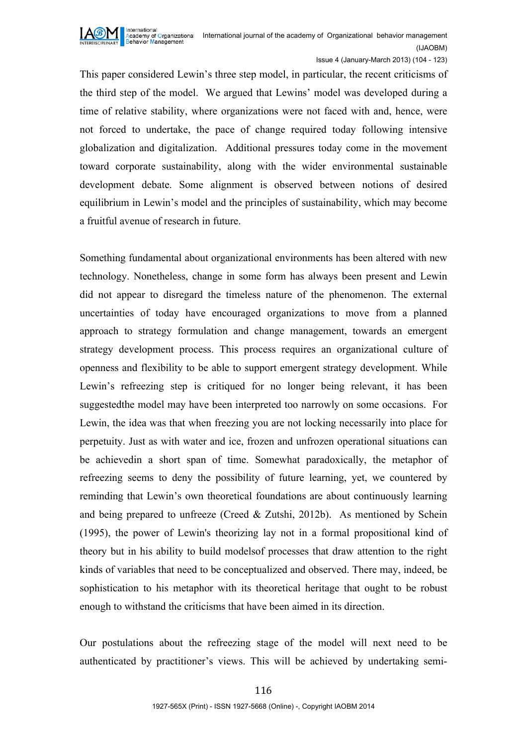This paper considered Lewin's three step model, in particular, the recent criticisms of the third step of the model. We argued that Lewins' model was developed during a time of relative stability, where organizations were not faced with and, hence, were not forced to undertake, the pace of change required today following intensive globalization and digitalization. Additional pressures today come in the movement toward corporate sustainability, along with the wider environmental sustainable development debate. Some alignment is observed between notions of desired equilibrium in Lewin's model and the principles of sustainability, which may become a fruitful avenue of research in future.

Something fundamental about organizational environments has been altered with new technology. Nonetheless, change in some form has always been present and Lewin did not appear to disregard the timeless nature of the phenomenon. The external uncertainties of today have encouraged organizations to move from a planned approach to strategy formulation and change management, towards an emergent strategy development process. This process requires an organizational culture of openness and flexibility to be able to support emergent strategy development. While Lewin's refreezing step is critiqued for no longer being relevant, it has been suggestedthe model may have been interpreted too narrowly on some occasions. For Lewin, the idea was that when freezing you are not locking necessarily into place for perpetuity. Just as with water and ice, frozen and unfrozen operational situations can be achievedin a short span of time. Somewhat paradoxically, the metaphor of refreezing seems to deny the possibility of future learning, yet, we countered by reminding that Lewin's own theoretical foundations are about continuously learning and being prepared to unfreeze (Creed & Zutshi, 2012b). As mentioned by Schein (1995), the power of Lewin's theorizing lay not in a formal propositional kind of theory but in his ability to build modelsof processes that draw attention to the right kinds of variables that need to be conceptualized and observed. There may, indeed, be sophistication to his metaphor with its theoretical heritage that ought to be robust enough to withstand the criticisms that have been aimed in its direction.

Our postulations about the refreezing stage of the model will next need to be authenticated by practitioner's views. This will be achieved by undertaking semi-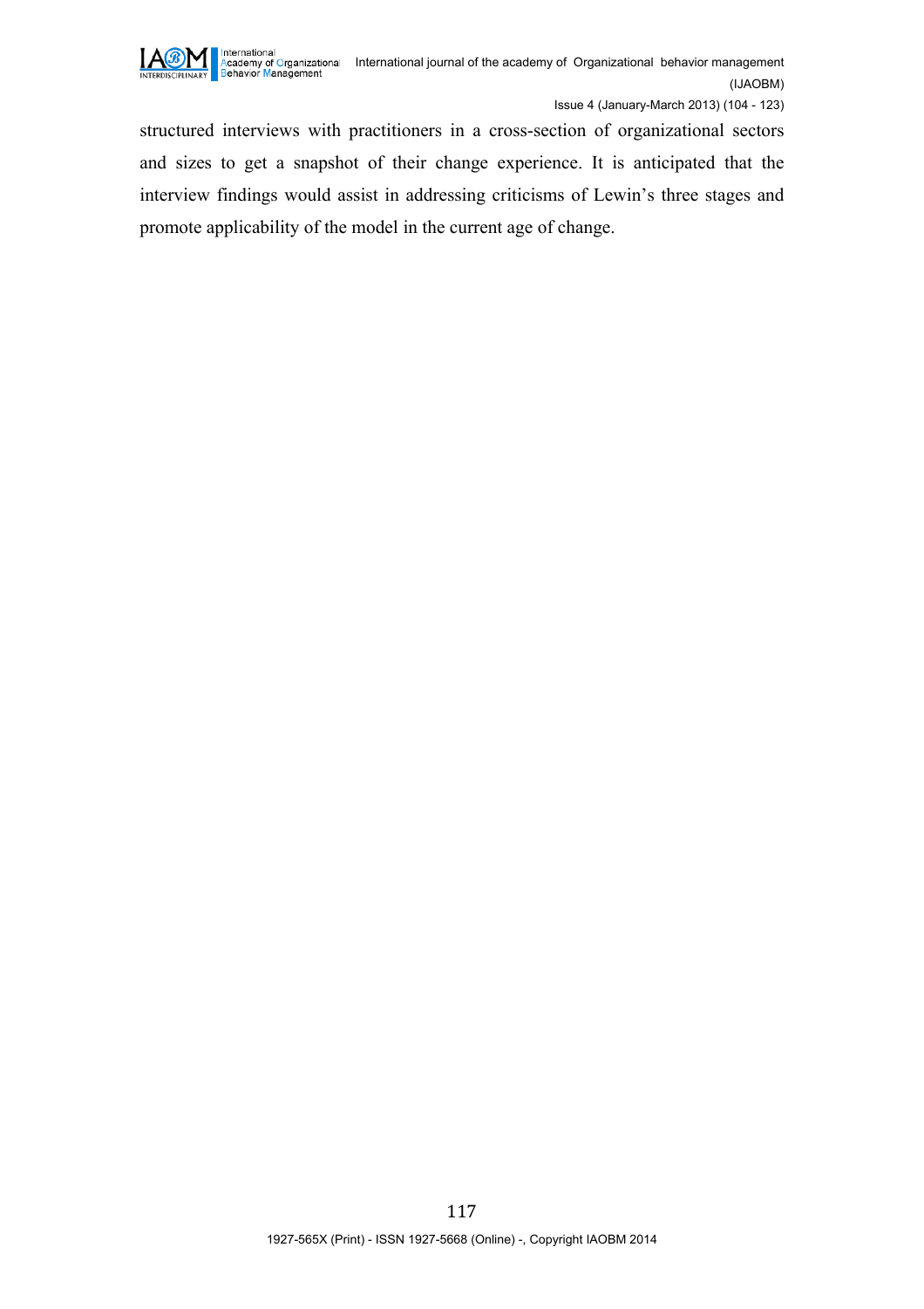structured interviews with practitioners in a cross-section of organizational sectors and sizes to get a snapshot of their change experience. It is anticipated that the interview findings would assist in addressing criticisms of Lewin's three stages and promote applicability of the model in the current age of change.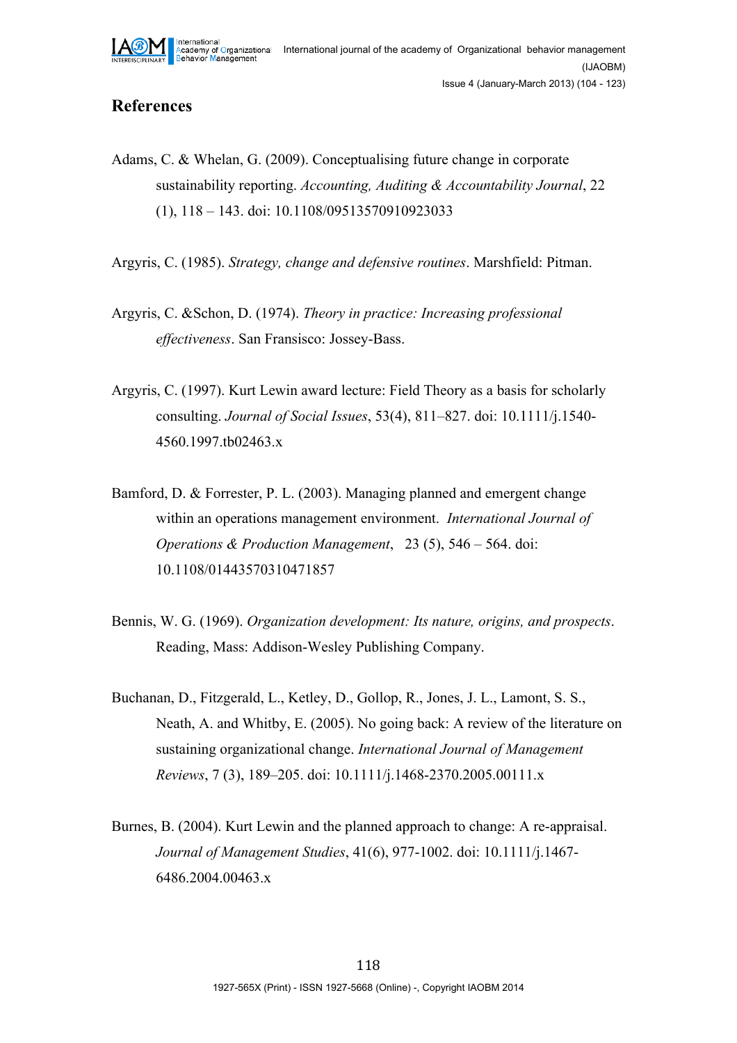## References

Adams, C. & Whelan, G. (2009). Conceptualising future change in corporate sustainability reporting. *Accounting, Auditing & Accountability Journal*, 22 (1), 118 – 143. doi: 10.1108/09513570910923033

Argyris, C. (1985). *Strategy, change and defensive routines*. Marshfield: Pitman.

Argyris, C. &Schon, D. (1974). *Theory in practice: Increasing professional effectiveness*. San Fransisco: Jossey-Bass.

Argyris, C. (1997). Kurt Lewin award lecture: Field Theory as a basis for scholarly consulting. *Journal of Social Issues*, 53(4), 811–827. doi: 10.1111/j.1540-4560.1997.tb02463.x

Bamford, D. & Forrester, P. L. (2003). Managing planned and emergent change within an operations management environment. *International Journal of Operations & Production Management*, 23 (5), 546 – 564. doi: 10.1108/01443570310471857

Bennis, W. G. (1969). *Organization development: Its nature, origins, and prospects*. Reading, Mass: Addison-Wesley Publishing Company.

Buchanan, D., Fitzgerald, L., Ketley, D., Gollop, R., Jones, J. L., Lamont, S. S., Neath, A. and Whitby, E. (2005). No going back: A review of the literature on sustaining organizational change. *International Journal of Management Reviews*, 7 (3), 189–205. doi: 10.1111/j.1468-2370.2005.00111.x

Burnes, B. (2004). Kurt Lewin and the planned approach to change: A re-appraisal. *Journal of Management Studies*, 41(6), 977-1002. doi: 10.1111/j.1467-6486.2004.00463.x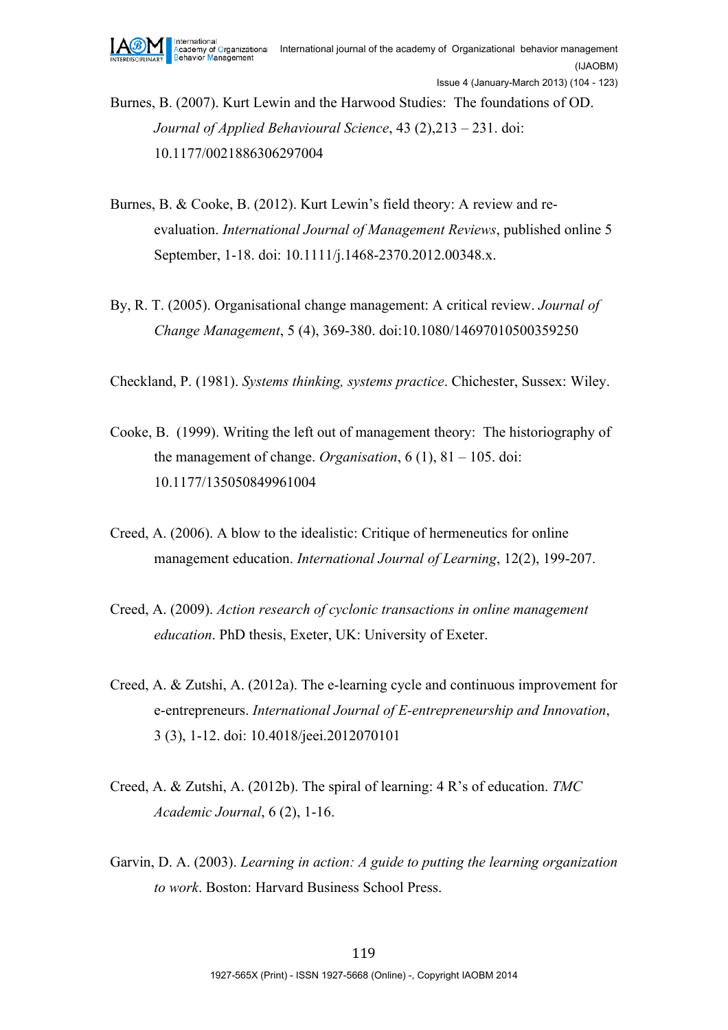Burnes, B. (2007). Kurt Lewin and the Harwood Studies: The foundations of OD. *Journal of Applied Behavioural Science*, 43 (2),213 – 231. doi: 10.1177/0021886306297004

Burnes, B. & Cooke, B. (2012). Kurt Lewin's field theory: A review and re-evaluation. *International Journal of Management Reviews*, published online 5 September, 1-18. doi: 10.1111/j.1468-2370.2012.00348.x.

By, R. T. (2005). Organisational change management: A critical review. *Journal of Change Management*, 5 (4), 369-380. doi:10.1080/14697010500359250

Checkland, P. (1981). *Systems thinking, systems practice*. Chichester, Sussex: Wiley.

Cooke, B. (1999). Writing the left out of management theory: The historiography of the management of change. *Organisation*, 6 (1), 81 – 105. doi: 10.1177/135050849961004

Creed, A. (2006). A blow to the idealistic: Critique of hermeneutics for online management education. *International Journal of Learning*, 12(2), 199-207.

Creed, A. (2009). *Action research of cyclonic transactions in online management education*. PhD thesis, Exeter, UK: University of Exeter.

Creed, A. & Zutshi, A. (2012a). The e-learning cycle and continuous improvement for e-entrepreneurs. *International Journal of E-entrepreneurship and Innovation*, 3 (3), 1-12. doi: 10.4018/jeei.2012070101

Creed, A. & Zutshi, A. (2012b). The spiral of learning: 4 R's of education. *TMC Academic Journal*, 6 (2), 1-16.

Garvin, D. A. (2003). *Learning in action: A guide to putting the learning organization to work*. Boston: Harvard Business School Press.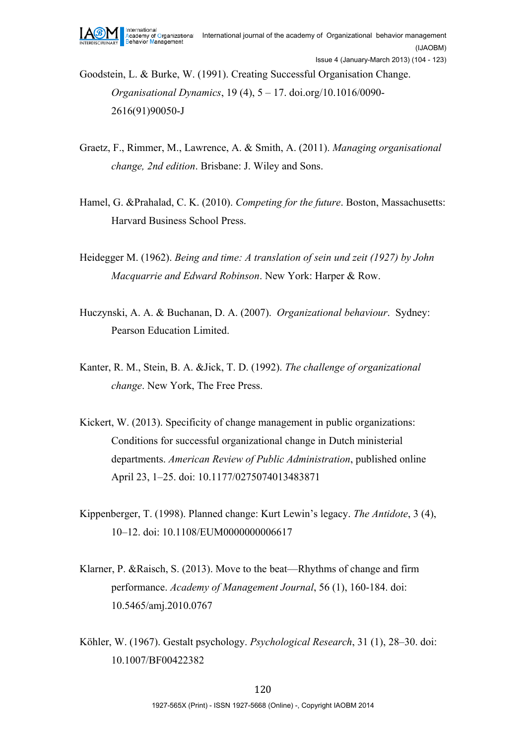Goodstein, L. & Burke, W. (1991). Creating Successful Organisation Change. *Organisational Dynamics*, 19 (4), 5 – 17. doi.org/10.1016/0090-2616(91)90050-J

Graetz, F., Rimmer, M., Lawrence, A. & Smith, A. (2011). *Managing organisational change, 2nd edition*. Brisbane: J. Wiley and Sons.

Hamel, G. &Prahalad, C. K. (2010). *Competing for the future*. Boston, Massachusetts: Harvard Business School Press.

Heidegger M. (1962). *Being and time: A translation of sein und zeit (1927) by John Macquarrie and Edward Robinson*. New York: Harper & Row.

Huczynski, A. A. & Buchanan, D. A. (2007). *Organizational behaviour*. Sydney: Pearson Education Limited.

Kanter, R. M., Stein, B. A. &Jick, T. D. (1992). *The challenge of organizational change*. New York, The Free Press.

Kickert, W. (2013). Specificity of change management in public organizations: Conditions for successful organizational change in Dutch ministerial departments. *American Review of Public Administration*, published online April 23, 1–25. doi: 10.1177/0275074013483871

Kippenberger, T. (1998). Planned change: Kurt Lewin's legacy. *The Antidote*, 3 (4), 10–12. doi: 10.1108/EUM0000000006617

Klarner, P. &Raisch, S. (2013). Move to the beat—Rhythms of change and firm performance. *Academy of Management Journal*, 56 (1), 160-184. doi: 10.5465/amj.2010.0767

Köhler, W. (1967). Gestalt psychology. *Psychological Research*, 31 (1), 28–30. doi: 10.1007/BF00422382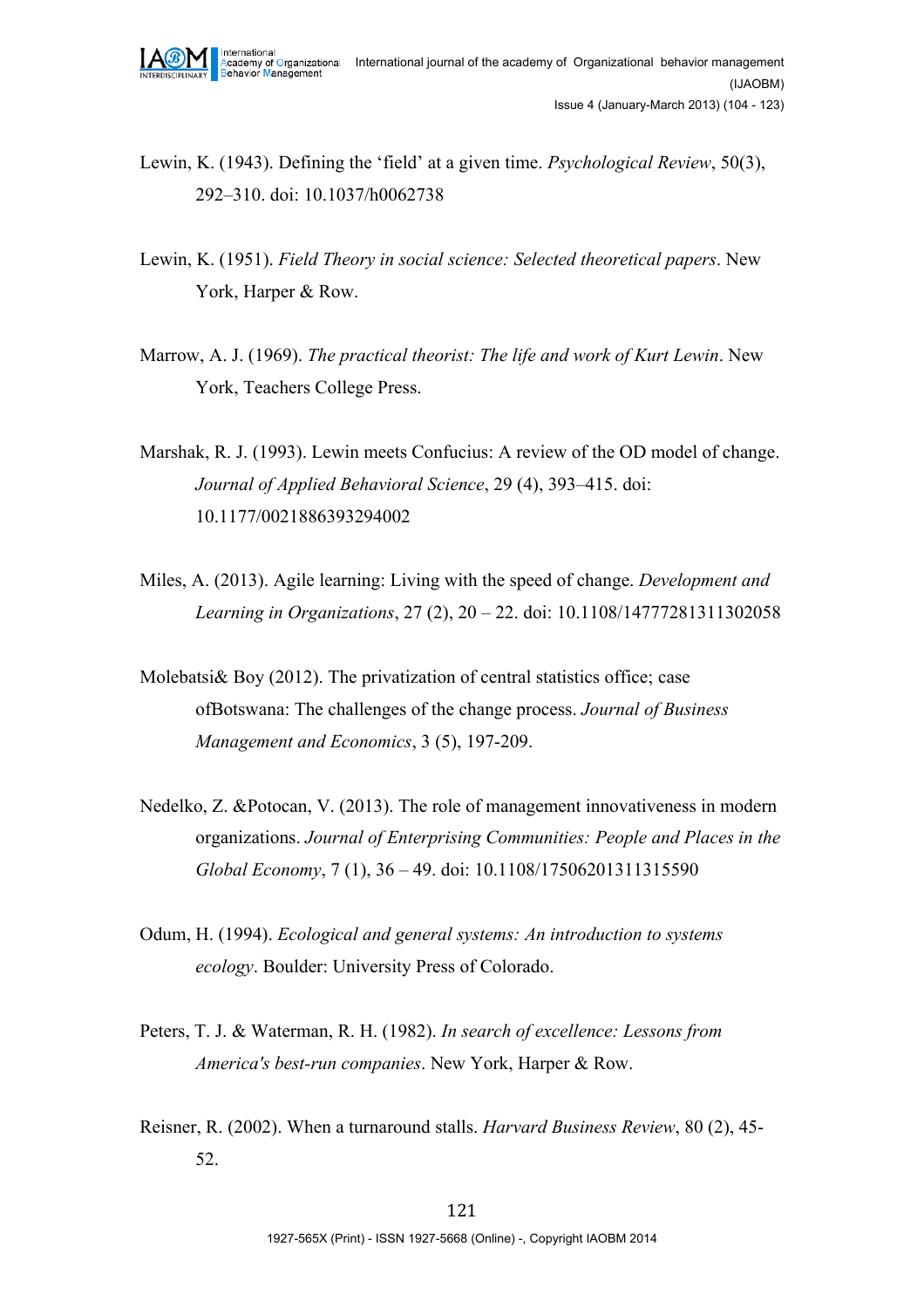Lewin, K. (1943). Defining the 'field' at a given time. *Psychological Review*, 50(3), 292–310. doi: 10.1037/h0062738

Lewin, K. (1951). *Field Theory in social science: Selected theoretical papers*. New York, Harper & Row.

Marrow, A. J. (1969). *The practical theorist: The life and work of Kurt Lewin*. New York, Teachers College Press.

Marshak, R. J. (1993). Lewin meets Confucius: A review of the OD model of change. *Journal of Applied Behavioral Science*, 29 (4), 393–415. doi: 10.1177/0021886393294002

Miles, A. (2013). Agile learning: Living with the speed of change. *Development and Learning in Organizations*, 27 (2), 20 – 22. doi: 10.1108/14777281311302058

Molebatsi& Boy (2012). The privatization of central statistics office; case ofBotswana: The challenges of the change process. *Journal of Business Management and Economics*, 3 (5), 197-209.

Nedelko, Z. &Potocan, V. (2013). The role of management innovativeness in modern organizations. *Journal of Enterprising Communities: People and Places in the Global Economy*, 7 (1), 36 – 49. doi: 10.1108/17506201311315590

Odum, H. (1994). *Ecological and general systems: An introduction to systems ecology*. Boulder: University Press of Colorado.

Peters, T. J. & Waterman, R. H. (1982). *In search of excellence: Lessons from America's best-run companies*. New York, Harper & Row.

Reisner, R. (2002). When a turnaround stalls. *Harvard Business Review*, 80 (2), 45-52.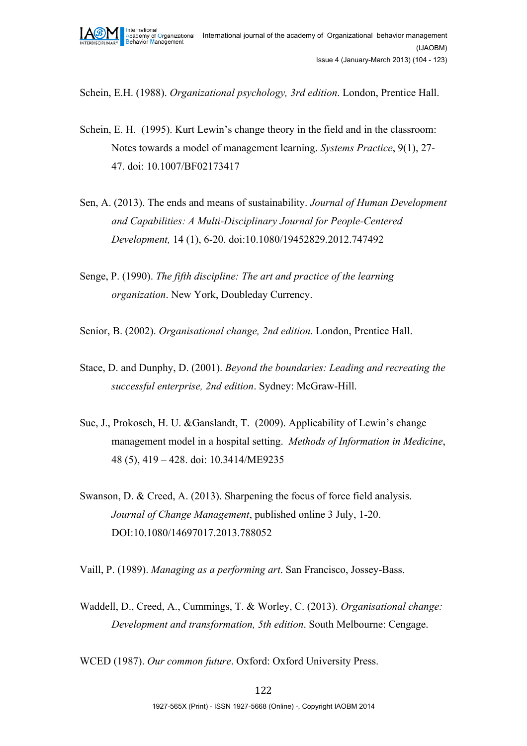Schein, E.H. (1988). *Organizational psychology, 3rd edition*. London, Prentice Hall.

Schein, E. H. (1995). Kurt Lewin's change theory in the field and in the classroom: Notes towards a model of management learning. *Systems Practice*, 9(1), 27-47. doi: 10.1007/BF02173417

Sen, A. (2013). The ends and means of sustainability. *Journal of Human Development and Capabilities: A Multi-Disciplinary Journal for People-Centered Development,* 14 (1), 6-20. doi:10.1080/19452829.2012.747492

Senge, P. (1990). *The fifth discipline: The art and practice of the learning organization*. New York, Doubleday Currency.

Senior, B. (2002). *Organisational change, 2nd edition*. London, Prentice Hall.

Stace, D. and Dunphy, D. (2001). *Beyond the boundaries: Leading and recreating the successful enterprise, 2nd edition*. Sydney: McGraw-Hill.

Suc, J., Prokosch, H. U. &Ganslandt, T. (2009). Applicability of Lewin's change management model in a hospital setting. *Methods of Information in Medicine*, 48 (5), 419 – 428. doi: 10.3414/ME9235

Swanson, D. & Creed, A. (2013). Sharpening the focus of force field analysis. *Journal of Change Management*, published online 3 July, 1-20. DOI:10.1080/14697017.2013.788052

Vaill, P. (1989). *Managing as a performing art*. San Francisco, Jossey-Bass.

Waddell, D., Creed, A., Cummings, T. & Worley, C. (2013). *Organisational change: Development and transformation, 5th edition*. South Melbourne: Cengage.

WCED (1987). *Our common future*. Oxford: Oxford University Press.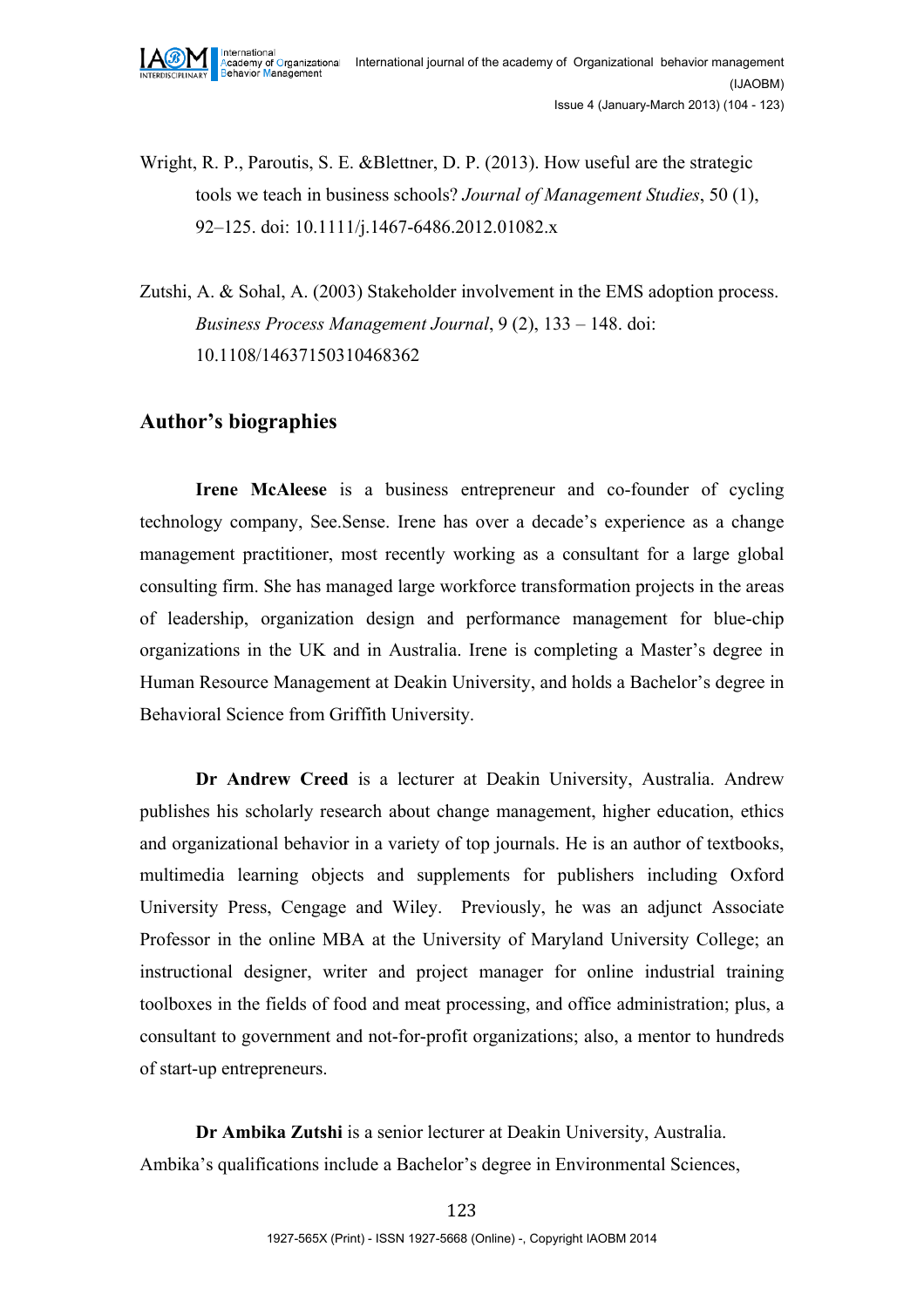Wright, R. P., Paroutis, S. E. &Blettner, D. P. (2013). How useful are the strategic tools we teach in business schools? *Journal of Management Studies*, 50 (1), 92–125. doi: 10.1111/j.1467-6486.2012.01082.x

Zutshi, A. & Sohal, A. (2003) Stakeholder involvement in the EMS adoption process. *Business Process Management Journal*, 9 (2), 133 – 148. doi: 10.1108/14637150310468362

## Author's biographies

**Irene McAleese** is a business entrepreneur and co-founder of cycling technology company, See.Sense. Irene has over a decade's experience as a change management practitioner, most recently working as a consultant for a large global consulting firm. She has managed large workforce transformation projects in the areas of leadership, organization design and performance management for blue-chip organizations in the UK and in Australia. Irene is completing a Master's degree in Human Resource Management at Deakin University, and holds a Bachelor's degree in Behavioral Science from Griffith University.

**Dr Andrew Creed** is a lecturer at Deakin University, Australia. Andrew publishes his scholarly research about change management, higher education, ethics and organizational behavior in a variety of top journals. He is an author of textbooks, multimedia learning objects and supplements for publishers including Oxford University Press, Cengage and Wiley. Previously, he was an adjunct Associate Professor in the online MBA at the University of Maryland University College; an instructional designer, writer and project manager for online industrial training toolboxes in the fields of food and meat processing, and office administration; plus, a consultant to government and not-for-profit organizations; also, a mentor to hundreds of start-up entrepreneurs.

**Dr Ambika Zutshi** is a senior lecturer at Deakin University, Australia. Ambika's qualifications include a Bachelor's degree in Environmental Sciences,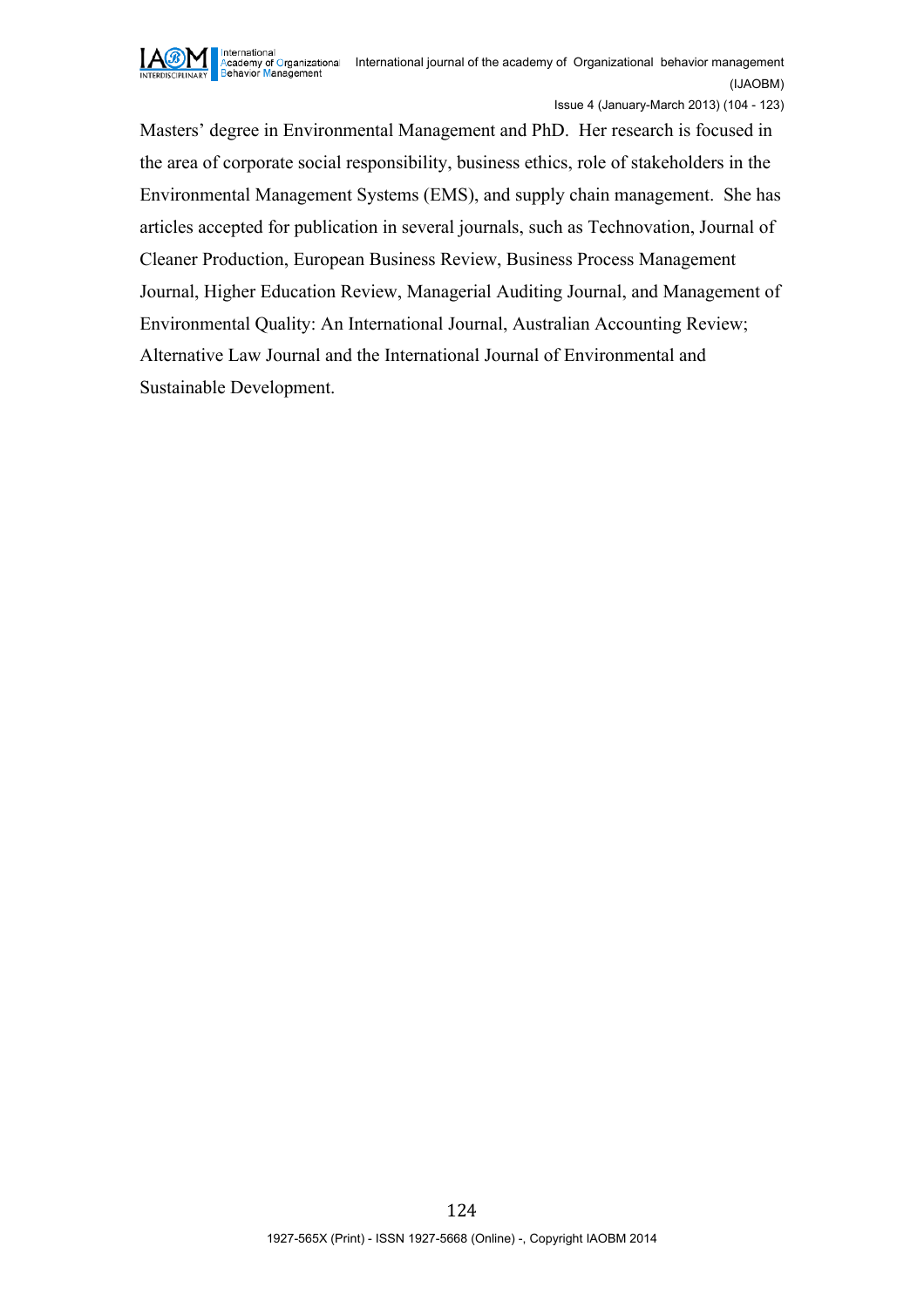Masters' degree in Environmental Management and PhD. Her research is focused in the area of corporate social responsibility, business ethics, role of stakeholders in the Environmental Management Systems (EMS), and supply chain management. She has articles accepted for publication in several journals, such as Technovation, Journal of Cleaner Production, European Business Review, Business Process Management Journal, Higher Education Review, Managerial Auditing Journal, and Management of Environmental Quality: An International Journal, Australian Accounting Review; Alternative Law Journal and the International Journal of Environmental and Sustainable Development.